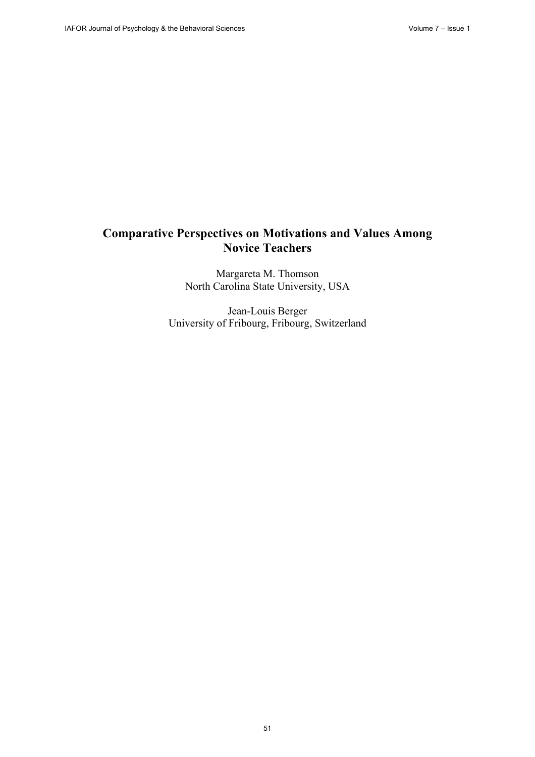# Comparative Perspectives on Motivations and Values Among Novice Teachers

Margareta M. Thomson
North Carolina State University, USA

Jean-Louis Berger
University of Fribourg, Fribourg, Switzerland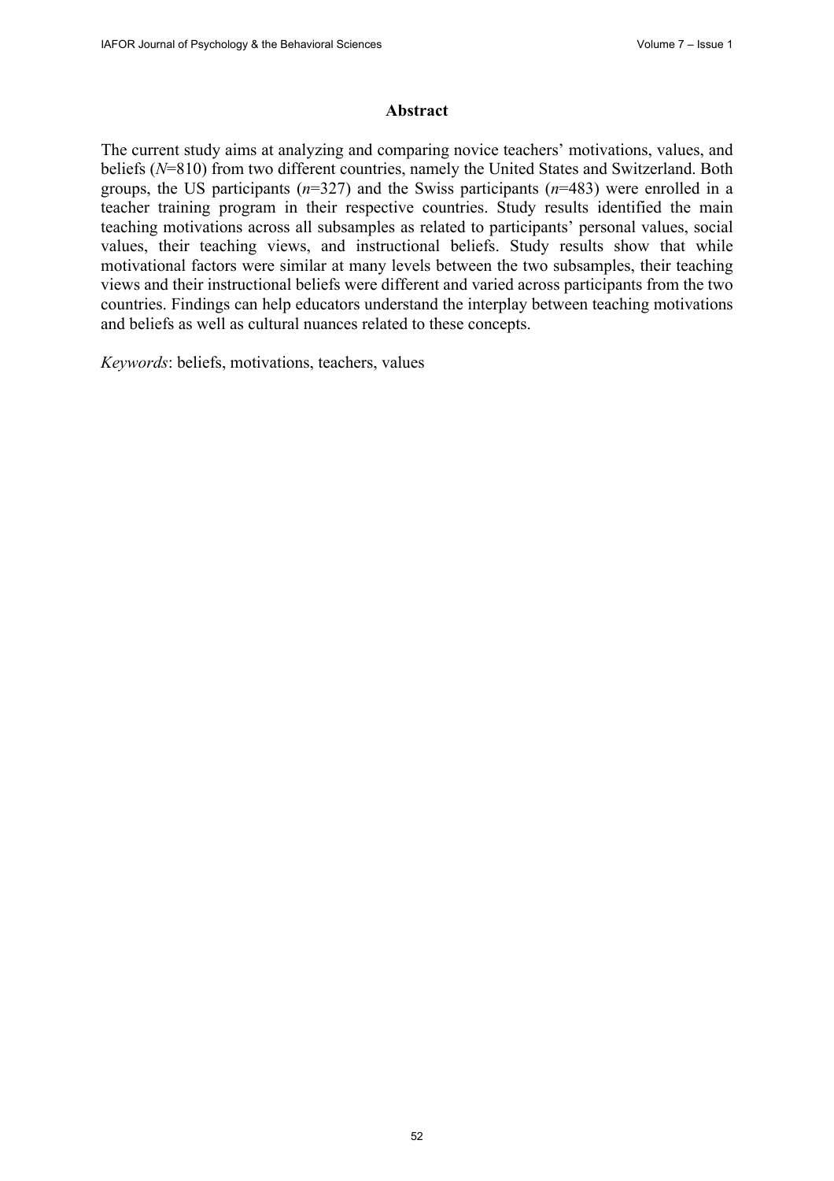## Abstract

The current study aims at analyzing and comparing novice teachers' motivations, values, and beliefs (*N*=810) from two different countries, namely the United States and Switzerland. Both groups, the US participants (*n*=327) and the Swiss participants (*n*=483) were enrolled in a teacher training program in their respective countries. Study results identified the main teaching motivations across all subsamples as related to participants' personal values, social values, their teaching views, and instructional beliefs. Study results show that while motivational factors were similar at many levels between the two subsamples, their teaching views and their instructional beliefs were different and varied across participants from the two countries. Findings can help educators understand the interplay between teaching motivations and beliefs as well as cultural nuances related to these concepts.

*Keywords*: beliefs, motivations, teachers, values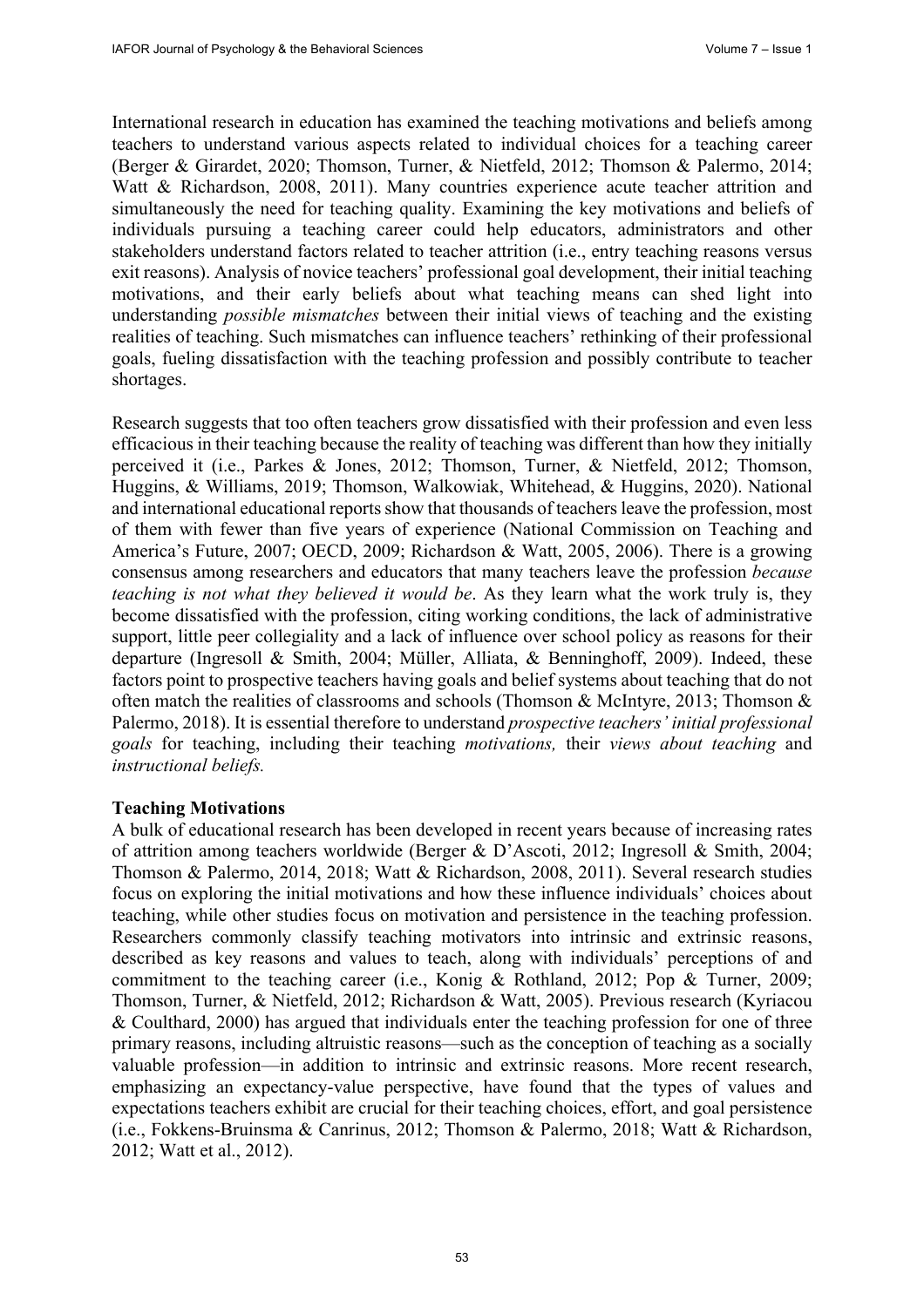International research in education has examined the teaching motivations and beliefs among teachers to understand various aspects related to individual choices for a teaching career (Berger & Girardet, 2020; Thomson, Turner, & Nietfeld, 2012; Thomson & Palermo, 2014; Watt & Richardson, 2008, 2011). Many countries experience acute teacher attrition and simultaneously the need for teaching quality. Examining the key motivations and beliefs of individuals pursuing a teaching career could help educators, administrators and other stakeholders understand factors related to teacher attrition (i.e., entry teaching reasons versus exit reasons). Analysis of novice teachers' professional goal development, their initial teaching motivations, and their early beliefs about what teaching means can shed light into understanding *possible mismatches* between their initial views of teaching and the existing realities of teaching. Such mismatches can influence teachers' rethinking of their professional goals, fueling dissatisfaction with the teaching profession and possibly contribute to teacher shortages.

Research suggests that too often teachers grow dissatisfied with their profession and even less efficacious in their teaching because the reality of teaching was different than how they initially perceived it (i.e., Parkes & Jones, 2012; Thomson, Turner, & Nietfeld, 2012; Thomson, Huggins, & Williams, 2019; Thomson, Walkowiak, Whitehead, & Huggins, 2020). National and international educational reports show that thousands of teachers leave the profession, most of them with fewer than five years of experience (National Commission on Teaching and America's Future, 2007; OECD, 2009; Richardson & Watt, 2005, 2006). There is a growing consensus among researchers and educators that many teachers leave the profession *because teaching is not what they believed it would be*. As they learn what the work truly is, they become dissatisfied with the profession, citing working conditions, the lack of administrative support, little peer collegiality and a lack of influence over school policy as reasons for their departure (Ingresoll & Smith, 2004; Müller, Alliata, & Benninghoff, 2009). Indeed, these factors point to prospective teachers having goals and belief systems about teaching that do not often match the realities of classrooms and schools (Thomson & McIntyre, 2013; Thomson & Palermo, 2018). It is essential therefore to understand *prospective teachers' initial professional goals* for teaching, including their teaching *motivations,* their *views about teaching* and *instructional beliefs.*

**Teaching Motivations**

A bulk of educational research has been developed in recent years because of increasing rates of attrition among teachers worldwide (Berger & D'Ascoti, 2012; Ingresoll & Smith, 2004; Thomson & Palermo, 2014, 2018; Watt & Richardson, 2008, 2011). Several research studies focus on exploring the initial motivations and how these influence individuals' choices about teaching, while other studies focus on motivation and persistence in the teaching profession. Researchers commonly classify teaching motivators into intrinsic and extrinsic reasons, described as key reasons and values to teach, along with individuals' perceptions of and commitment to the teaching career (i.e., Konig & Rothland, 2012; Pop & Turner, 2009; Thomson, Turner, & Nietfeld, 2012; Richardson & Watt, 2005). Previous research (Kyriacou & Coulthard, 2000) has argued that individuals enter the teaching profession for one of three primary reasons, including altruistic reasons—such as the conception of teaching as a socially valuable profession—in addition to intrinsic and extrinsic reasons. More recent research, emphasizing an expectancy-value perspective, have found that the types of values and expectations teachers exhibit are crucial for their teaching choices, effort, and goal persistence (i.e., Fokkens-Bruinsma & Canrinus, 2012; Thomson & Palermo, 2018; Watt & Richardson, 2012; Watt et al., 2012).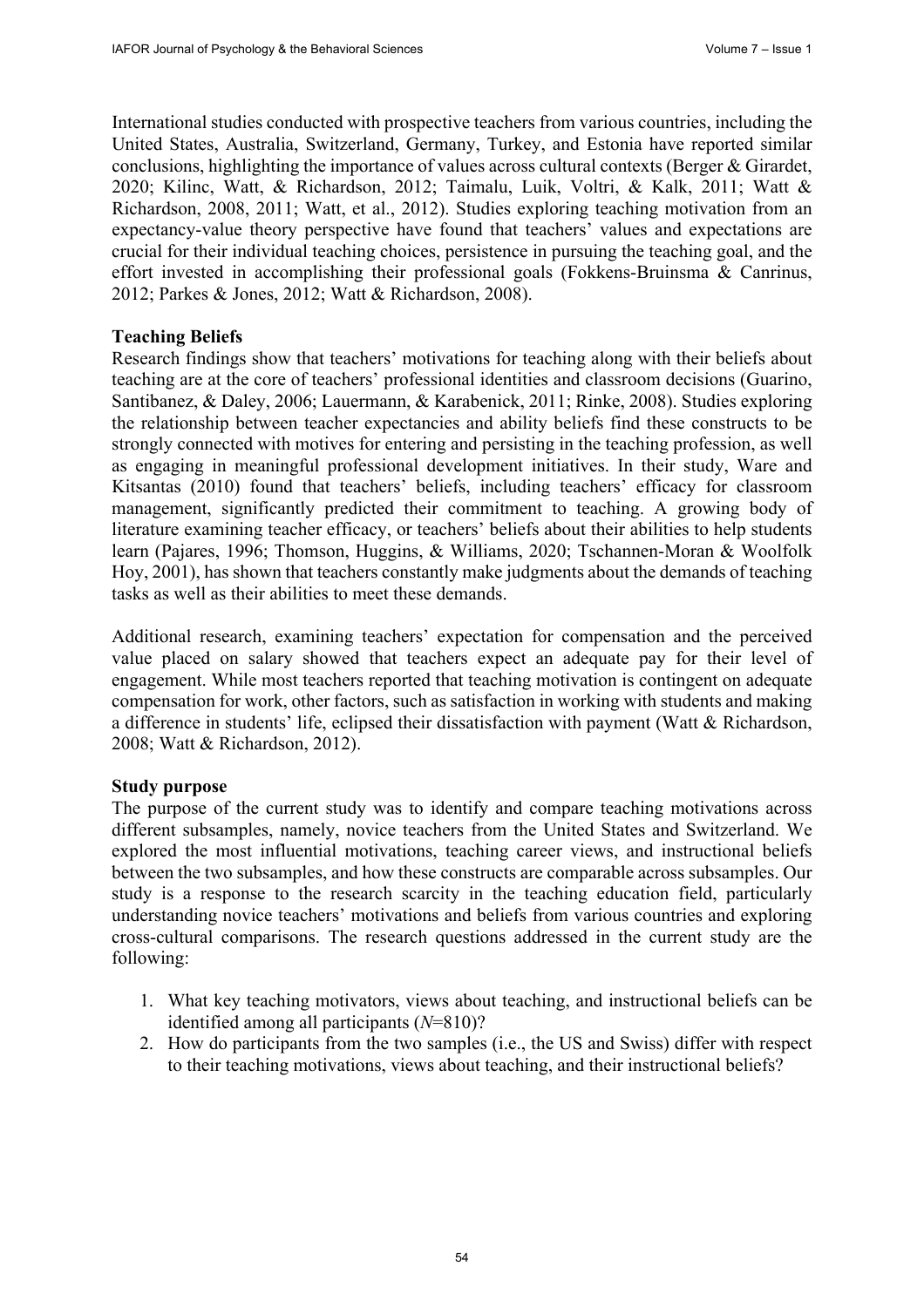International studies conducted with prospective teachers from various countries, including the United States, Australia, Switzerland, Germany, Turkey, and Estonia have reported similar conclusions, highlighting the importance of values across cultural contexts (Berger & Girardet, 2020; Kilinc, Watt, & Richardson, 2012; Taimalu, Luik, Voltri, & Kalk, 2011; Watt & Richardson, 2008, 2011; Watt, et al., 2012). Studies exploring teaching motivation from an expectancy-value theory perspective have found that teachers' values and expectations are crucial for their individual teaching choices, persistence in pursuing the teaching goal, and the effort invested in accomplishing their professional goals (Fokkens-Bruinsma & Canrinus, 2012; Parkes & Jones, 2012; Watt & Richardson, 2008).

**Teaching Beliefs**

Research findings show that teachers' motivations for teaching along with their beliefs about teaching are at the core of teachers' professional identities and classroom decisions (Guarino, Santibanez, & Daley, 2006; Lauermann, & Karabenick, 2011; Rinke, 2008). Studies exploring the relationship between teacher expectancies and ability beliefs find these constructs to be strongly connected with motives for entering and persisting in the teaching profession, as well as engaging in meaningful professional development initiatives. In their study, Ware and Kitsantas (2010) found that teachers' beliefs, including teachers' efficacy for classroom management, significantly predicted their commitment to teaching. A growing body of literature examining teacher efficacy, or teachers' beliefs about their abilities to help students learn (Pajares, 1996; Thomson, Huggins, & Williams, 2020; Tschannen-Moran & Woolfolk Hoy, 2001), has shown that teachers constantly make judgments about the demands of teaching tasks as well as their abilities to meet these demands.

Additional research, examining teachers' expectation for compensation and the perceived value placed on salary showed that teachers expect an adequate pay for their level of engagement. While most teachers reported that teaching motivation is contingent on adequate compensation for work, other factors, such as satisfaction in working with students and making a difference in students' life, eclipsed their dissatisfaction with payment (Watt & Richardson, 2008; Watt & Richardson, 2012).

**Study purpose**

The purpose of the current study was to identify and compare teaching motivations across different subsamples, namely, novice teachers from the United States and Switzerland. We explored the most influential motivations, teaching career views, and instructional beliefs between the two subsamples, and how these constructs are comparable across subsamples. Our study is a response to the research scarcity in the teaching education field, particularly understanding novice teachers' motivations and beliefs from various countries and exploring cross-cultural comparisons. The research questions addressed in the current study are the following:

1. What key teaching motivators, views about teaching, and instructional beliefs can be identified among all participants (*N*=810)?
2. How do participants from the two samples (i.e., the US and Swiss) differ with respect to their teaching motivations, views about teaching, and their instructional beliefs?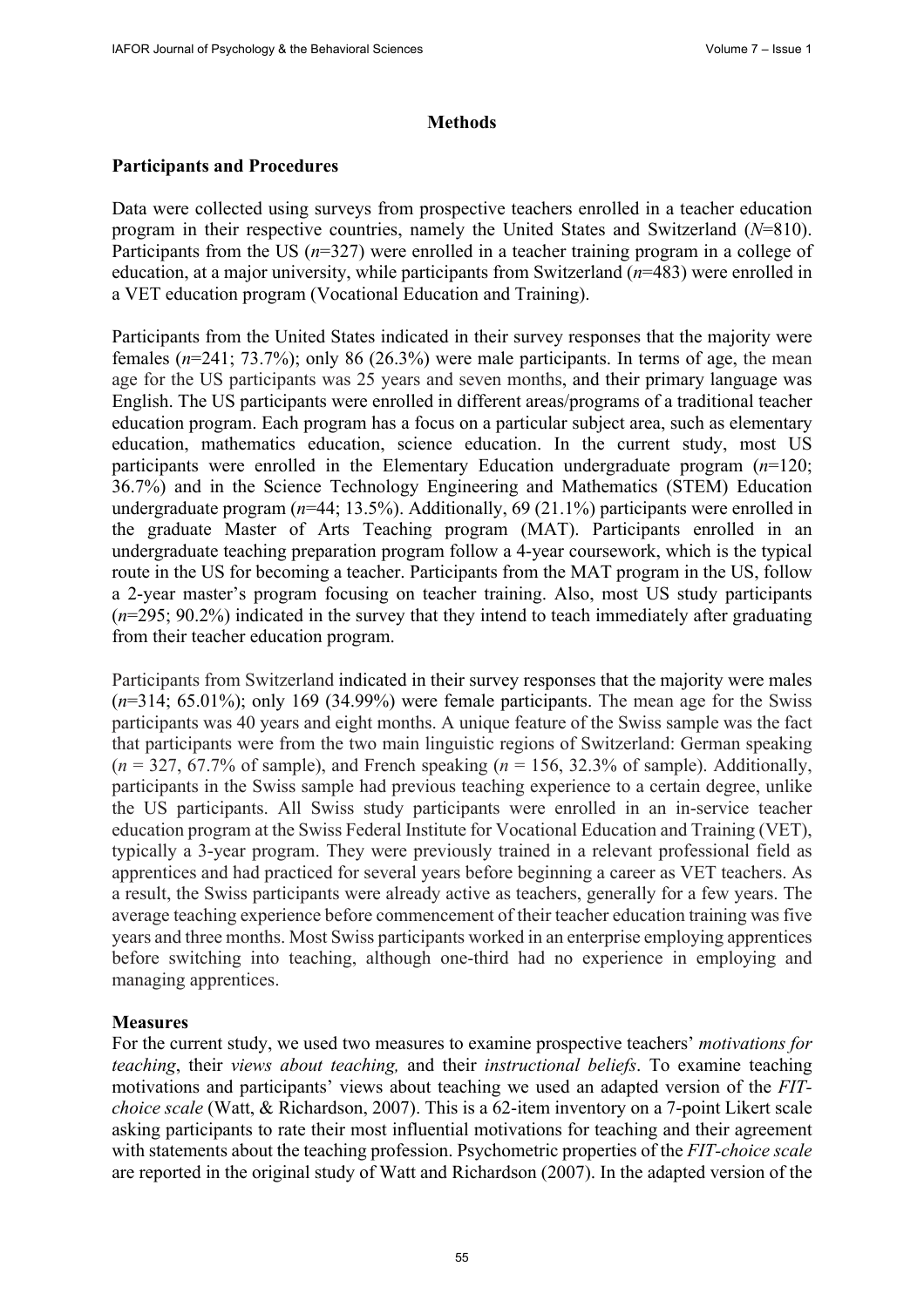## Methods

### Participants and Procedures

Data were collected using surveys from prospective teachers enrolled in a teacher education program in their respective countries, namely the United States and Switzerland (*N*=810). Participants from the US (*n*=327) were enrolled in a teacher training program in a college of education, at a major university, while participants from Switzerland (*n*=483) were enrolled in a VET education program (Vocational Education and Training).

Participants from the United States indicated in their survey responses that the majority were females (*n*=241; 73.7%); only 86 (26.3%) were male participants. In terms of age, the mean age for the US participants was 25 years and seven months, and their primary language was English. The US participants were enrolled in different areas/programs of a traditional teacher education program. Each program has a focus on a particular subject area, such as elementary education, mathematics education, science education. In the current study, most US participants were enrolled in the Elementary Education undergraduate program (*n*=120; 36.7%) and in the Science Technology Engineering and Mathematics (STEM) Education undergraduate program (*n*=44; 13.5%). Additionally, 69 (21.1%) participants were enrolled in the graduate Master of Arts Teaching program (MAT). Participants enrolled in an undergraduate teaching preparation program follow a 4-year coursework, which is the typical route in the US for becoming a teacher. Participants from the MAT program in the US, follow a 2-year master's program focusing on teacher training. Also, most US study participants (*n*=295; 90.2%) indicated in the survey that they intend to teach immediately after graduating from their teacher education program.

Participants from Switzerland indicated in their survey responses that the majority were males (*n*=314; 65.01%); only 169 (34.99%) were female participants. The mean age for the Swiss participants was 40 years and eight months. A unique feature of the Swiss sample was the fact that participants were from the two main linguistic regions of Switzerland: German speaking (*n* = 327, 67.7% of sample), and French speaking (*n* = 156, 32.3% of sample). Additionally, participants in the Swiss sample had previous teaching experience to a certain degree, unlike the US participants. All Swiss study participants were enrolled in an in-service teacher education program at the Swiss Federal Institute for Vocational Education and Training (VET), typically a 3-year program. They were previously trained in a relevant professional field as apprentices and had practiced for several years before beginning a career as VET teachers. As a result, the Swiss participants were already active as teachers, generally for a few years. The average teaching experience before commencement of their teacher education training was five years and three months. Most Swiss participants worked in an enterprise employing apprentices before switching into teaching, although one-third had no experience in employing and managing apprentices.

### Measures

For the current study, we used two measures to examine prospective teachers' *motivations for teaching*, their *views about teaching,* and their *instructional beliefs*. To examine teaching motivations and participants' views about teaching we used an adapted version of the *FIT-choice scale* (Watt, & Richardson, 2007). This is a 62-item inventory on a 7-point Likert scale asking participants to rate their most influential motivations for teaching and their agreement with statements about the teaching profession. Psychometric properties of the *FIT-choice scale* are reported in the original study of Watt and Richardson (2007). In the adapted version of the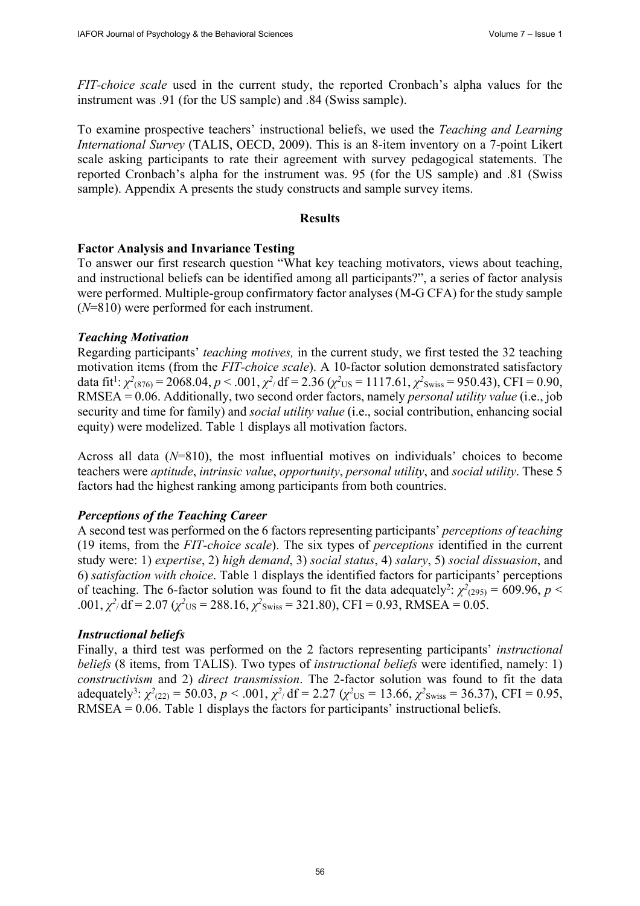*FIT-choice scale* used in the current study, the reported Cronbach's alpha values for the instrument was .91 (for the US sample) and .84 (Swiss sample).

To examine prospective teachers' instructional beliefs, we used the *Teaching and Learning International Survey* (TALIS, OECD, 2009). This is an 8-item inventory on a 7-point Likert scale asking participants to rate their agreement with survey pedagogical statements. The reported Cronbach's alpha for the instrument was. 95 (for the US sample) and .81 (Swiss sample). Appendix A presents the study constructs and sample survey items.

## Results

### Factor Analysis and Invariance Testing

To answer our first research question "What key teaching motivators, views about teaching, and instructional beliefs can be identified among all participants?", a series of factor analysis were performed. Multiple-group confirmatory factor analyses (M-G CFA) for the study sample (*N*=810) were performed for each instrument.

#### *Teaching Motivation*

Regarding participants' *teaching motives,* in the current study, we first tested the 32 teaching motivation items (from the *FIT-choice scale*). A 10-factor solution demonstrated satisfactory data fit[1]: $\chi^2_{(876)} = 2068.04$, $p < .001$, $\chi^2/\text{df} = 2.36$ ($\chi^2_{\text{US}} = 1117.61$, $\chi^2_{\text{Swiss}} = 950.43$), CFI = 0.90, RMSEA = 0.06. Additionally, two second order factors, namely *personal utility value* (i.e., job security and time for family) and *social utility value* (i.e., social contribution, enhancing social equity) were modelized. Table 1 displays all motivation factors.

Across all data (*N*=810), the most influential motives on individuals' choices to become teachers were *aptitude*, *intrinsic value*, *opportunity*, *personal utility*, and *social utility*. These 5 factors had the highest ranking among participants from both countries.

#### *Perceptions of the Teaching Career*

A second test was performed on the 6 factors representing participants' *perceptions of teaching* (19 items, from the *FIT-choice scale*). The six types of *perceptions* identified in the current study were: 1) *expertise*, 2) *high demand*, 3) *social status*, 4) *salary*, 5) *social dissuasion*, and 6) *satisfaction with choice*. Table 1 displays the identified factors for participants' perceptions of teaching. The 6-factor solution was found to fit the data adequately[2]: $\chi^2_{(295)} = 609.96$, $p < .001$, $\chi^2/\text{df} = 2.07$ ($\chi^2_{\text{US}} = 288.16$, $\chi^2_{\text{Swiss}} = 321.80$), CFI = 0.93, RMSEA = 0.05.

#### *Instructional beliefs*

Finally, a third test was performed on the 2 factors representing participants' *instructional beliefs* (8 items, from TALIS). Two types of *instructional beliefs* were identified, namely: 1) *constructivism* and 2) *direct transmission*. The 2-factor solution was found to fit the data adequately[3]: $\chi^2_{(22)} = 50.03$, $p < .001$, $\chi^2/\text{df} = 2.27$ ($\chi^2_{\text{US}} = 13.66$, $\chi^2_{\text{Swiss}} = 36.37$), CFI = 0.95, RMSEA = 0.06. Table 1 displays the factors for participants' instructional beliefs.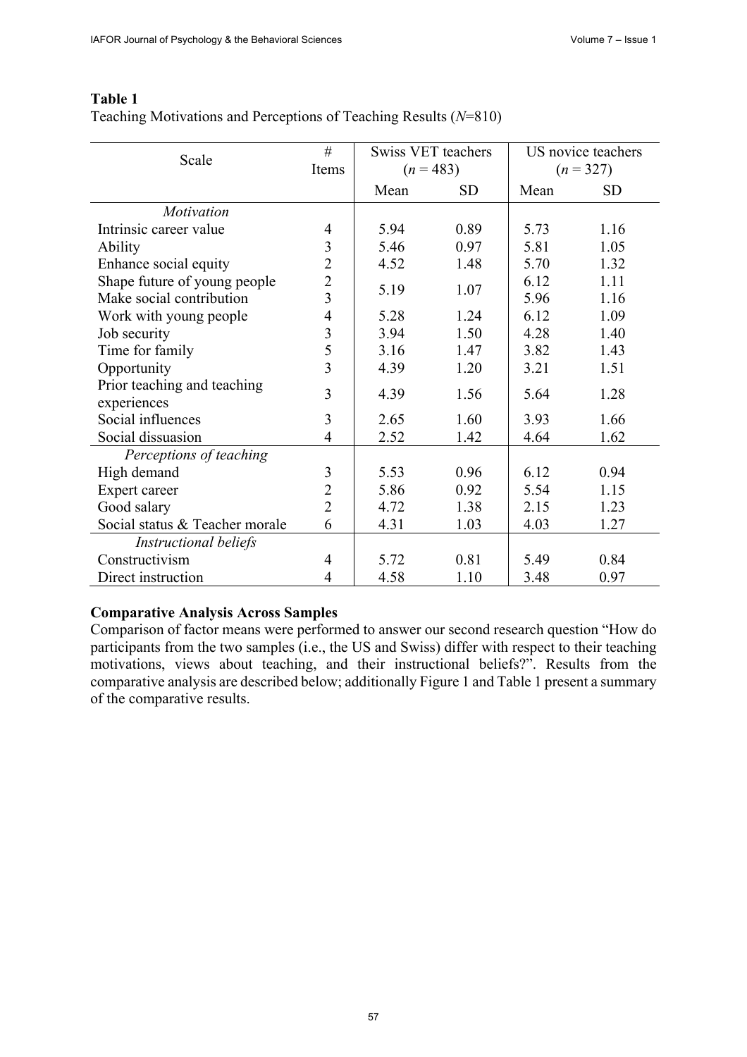**Table 1**
Teaching Motivations and Perceptions of Teaching Results (*N*=810)

| Scale | # Items | Swiss VET teachers (*n* = 483) | | US novice teachers (*n* = 327) | |
|---|---|---|---|---|---|
| | | Mean | SD | Mean | SD |
| *Motivation* | | | | | |
| Intrinsic career value | 4 | 5.94 | 0.89 | 5.73 | 1.16 |
| Ability | 3 | 5.46 | 0.97 | 5.81 | 1.05 |
| Enhance social equity | 2 | 4.52 | 1.48 | 5.70 | 1.32 |
| Shape future of young people | 2 | 5.19 | 1.07 | 6.12 | 1.11 |
| Make social contribution | 3 | | | 5.96 | 1.16 |
| Work with young people | 4 | 5.28 | 1.24 | 6.12 | 1.09 |
| Job security | 3 | 3.94 | 1.50 | 4.28 | 1.40 |
| Time for family | 5 | 3.16 | 1.47 | 3.82 | 1.43 |
| Opportunity | 3 | 4.39 | 1.20 | 3.21 | 1.51 |
| Prior teaching and teaching experiences | 3 | 4.39 | 1.56 | 5.64 | 1.28 |
| Social influences | 3 | 2.65 | 1.60 | 3.93 | 1.66 |
| Social dissuasion | 4 | 2.52 | 1.42 | 4.64 | 1.62 |
| *Perceptions of teaching* | | | | | |
| High demand | 3 | 5.53 | 0.96 | 6.12 | 0.94 |
| Expert career | 2 | 5.86 | 0.92 | 5.54 | 1.15 |
| Good salary | 2 | 4.72 | 1.38 | 2.15 | 1.23 |
| Social status & Teacher morale | 6 | 4.31 | 1.03 | 4.03 | 1.27 |
| *Instructional beliefs* | | | | | |
| Constructivism | 4 | 5.72 | 0.81 | 5.49 | 0.84 |
| Direct instruction | 4 | 4.58 | 1.10 | 3.48 | 0.97 |

**Comparative Analysis Across Samples**

Comparison of factor means were performed to answer our second research question "How do participants from the two samples (i.e., the US and Swiss) differ with respect to their teaching motivations, views about teaching, and their instructional beliefs?". Results from the comparative analysis are described below; additionally Figure 1 and Table 1 present a summary of the comparative results.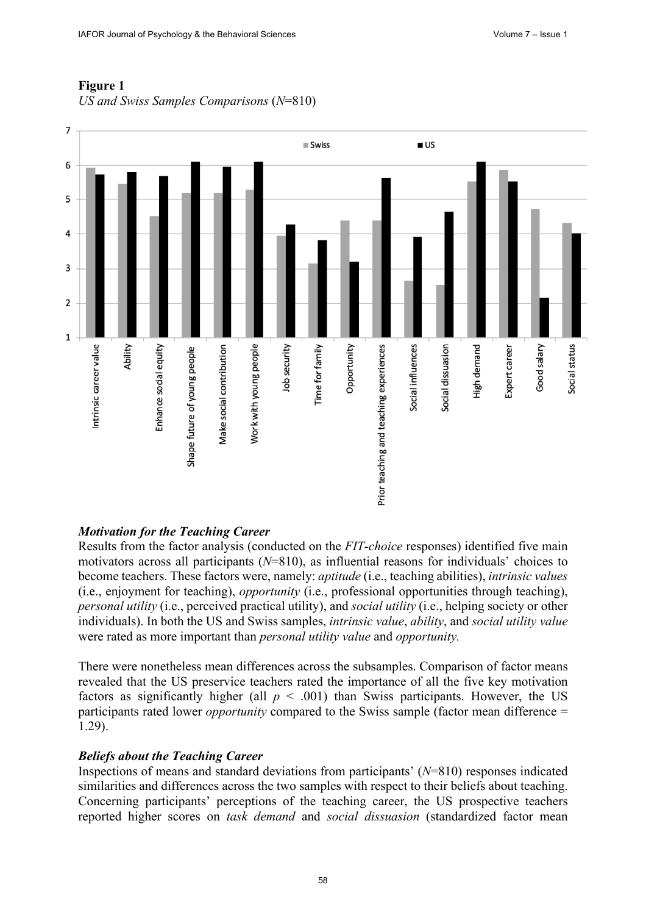**Figure 1**
*US and Swiss Samples Comparisons* (*N*=810)

### *Motivation for the Teaching Career*

Results from the factor analysis (conducted on the *FIT-choice* responses) identified five main motivators across all participants (*N*=810), as influential reasons for individuals' choices to become teachers. These factors were, namely: *aptitude* (i.e., teaching abilities), *intrinsic values* (i.e., enjoyment for teaching), *opportunity* (i.e., professional opportunities through teaching), *personal utility* (i.e., perceived practical utility), and *social utility* (i.e., helping society or other individuals). In both the US and Swiss samples, *intrinsic value*, *ability*, and *social utility value* were rated as more important than *personal utility value* and *opportunity.*

There were nonetheless mean differences across the subsamples. Comparison of factor means revealed that the US preservice teachers rated the importance of all the five key motivation factors as significantly higher (all $p < .001$) than Swiss participants. However, the US participants rated lower *opportunity* compared to the Swiss sample (factor mean difference = 1.29).

### *Beliefs about the Teaching Career*

Inspections of means and standard deviations from participants' (*N*=810) responses indicated similarities and differences across the two samples with respect to their beliefs about teaching. Concerning participants' perceptions of the teaching career, the US prospective teachers reported higher scores on *task demand* and *social dissuasion* (standardized factor mean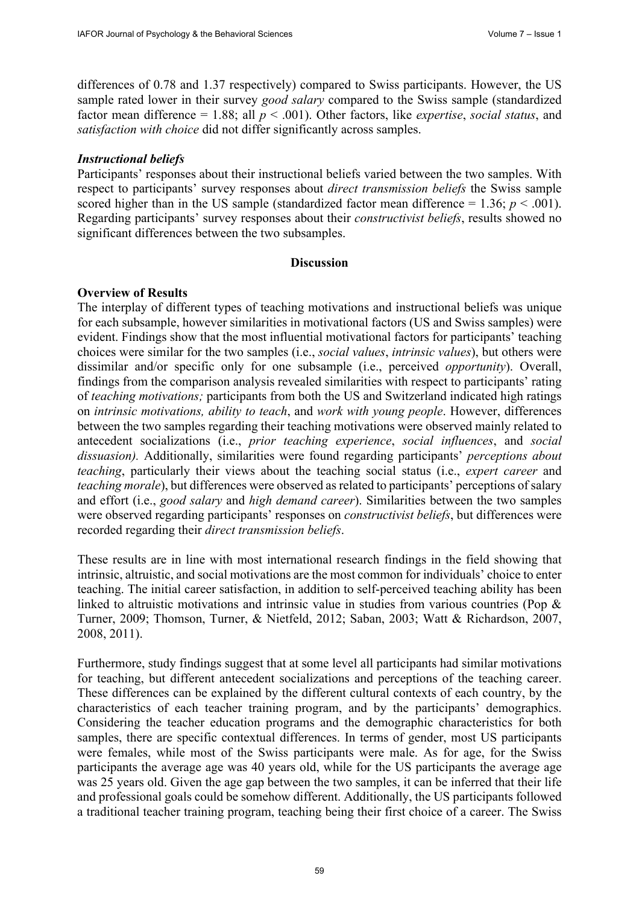differences of 0.78 and 1.37 respectively) compared to Swiss participants. However, the US sample rated lower in their survey *good salary* compared to the Swiss sample (standardized factor mean difference = 1.88; all $p < .001$). Other factors, like *expertise*, *social status*, and *satisfaction with choice* did not differ significantly across samples.

***Instructional beliefs***

Participants' responses about their instructional beliefs varied between the two samples. With respect to participants' survey responses about *direct transmission beliefs* the Swiss sample scored higher than in the US sample (standardized factor mean difference = 1.36; $p < .001$). Regarding participants' survey responses about their *constructivist beliefs*, results showed no significant differences between the two subsamples.

## Discussion

### Overview of Results

The interplay of different types of teaching motivations and instructional beliefs was unique for each subsample, however similarities in motivational factors (US and Swiss samples) were evident. Findings show that the most influential motivational factors for participants' teaching choices were similar for the two samples (i.e., *social values*, *intrinsic values*), but others were dissimilar and/or specific only for one subsample (i.e., perceived *opportunity*). Overall, findings from the comparison analysis revealed similarities with respect to participants' rating of *teaching motivations;* participants from both the US and Switzerland indicated high ratings on *intrinsic motivations, ability to teach*, and *work with young people*. However, differences between the two samples regarding their teaching motivations were observed mainly related to antecedent socializations (i.e., *prior teaching experience*, *social influences*, and *social dissuasion).* Additionally, similarities were found regarding participants' *perceptions about teaching*, particularly their views about the teaching social status (i.e., *expert career* and *teaching morale*), but differences were observed as related to participants' perceptions of salary and effort (i.e., *good salary* and *high demand career*). Similarities between the two samples were observed regarding participants' responses on *constructivist beliefs*, but differences were recorded regarding their *direct transmission beliefs*.

These results are in line with most international research findings in the field showing that intrinsic, altruistic, and social motivations are the most common for individuals' choice to enter teaching. The initial career satisfaction, in addition to self-perceived teaching ability has been linked to altruistic motivations and intrinsic value in studies from various countries (Pop & Turner, 2009; Thomson, Turner, & Nietfeld, 2012; Saban, 2003; Watt & Richardson, 2007, 2008, 2011).

Furthermore, study findings suggest that at some level all participants had similar motivations for teaching, but different antecedent socializations and perceptions of the teaching career. These differences can be explained by the different cultural contexts of each country, by the characteristics of each teacher training program, and by the participants' demographics. Considering the teacher education programs and the demographic characteristics for both samples, there are specific contextual differences. In terms of gender, most US participants were females, while most of the Swiss participants were male. As for age, for the Swiss participants the average age was 40 years old, while for the US participants the average age was 25 years old. Given the age gap between the two samples, it can be inferred that their life and professional goals could be somehow different. Additionally, the US participants followed a traditional teacher training program, teaching being their first choice of a career. The Swiss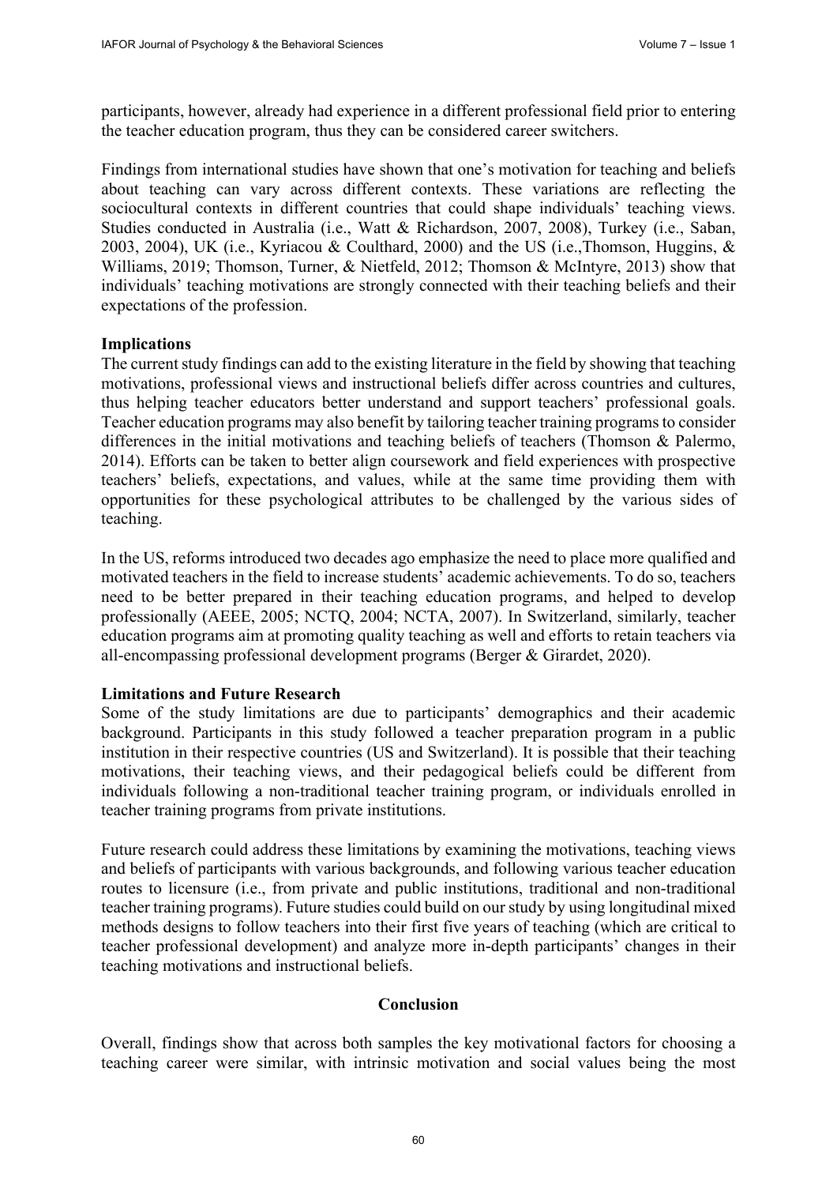participants, however, already had experience in a different professional field prior to entering the teacher education program, thus they can be considered career switchers.

Findings from international studies have shown that one's motivation for teaching and beliefs about teaching can vary across different contexts. These variations are reflecting the sociocultural contexts in different countries that could shape individuals' teaching views. Studies conducted in Australia (i.e., Watt & Richardson, 2007, 2008), Turkey (i.e., Saban, 2003, 2004), UK (i.e., Kyriacou & Coulthard, 2000) and the US (i.e.,Thomson, Huggins, & Williams, 2019; Thomson, Turner, & Nietfeld, 2012; Thomson & McIntyre, 2013) show that individuals' teaching motivations are strongly connected with their teaching beliefs and their expectations of the profession.

### Implications

The current study findings can add to the existing literature in the field by showing that teaching motivations, professional views and instructional beliefs differ across countries and cultures, thus helping teacher educators better understand and support teachers' professional goals. Teacher education programs may also benefit by tailoring teacher training programs to consider differences in the initial motivations and teaching beliefs of teachers (Thomson & Palermo, 2014). Efforts can be taken to better align coursework and field experiences with prospective teachers' beliefs, expectations, and values, while at the same time providing them with opportunities for these psychological attributes to be challenged by the various sides of teaching.

In the US, reforms introduced two decades ago emphasize the need to place more qualified and motivated teachers in the field to increase students' academic achievements. To do so, teachers need to be better prepared in their teaching education programs, and helped to develop professionally (AEEE, 2005; NCTQ, 2004; NCTA, 2007). In Switzerland, similarly, teacher education programs aim at promoting quality teaching as well and efforts to retain teachers via all-encompassing professional development programs (Berger & Girardet, 2020).

### Limitations and Future Research

Some of the study limitations are due to participants' demographics and their academic background. Participants in this study followed a teacher preparation program in a public institution in their respective countries (US and Switzerland). It is possible that their teaching motivations, their teaching views, and their pedagogical beliefs could be different from individuals following a non-traditional teacher training program, or individuals enrolled in teacher training programs from private institutions.

Future research could address these limitations by examining the motivations, teaching views and beliefs of participants with various backgrounds, and following various teacher education routes to licensure (i.e., from private and public institutions, traditional and non-traditional teacher training programs). Future studies could build on our study by using longitudinal mixed methods designs to follow teachers into their first five years of teaching (which are critical to teacher professional development) and analyze more in-depth participants' changes in their teaching motivations and instructional beliefs.

## Conclusion

Overall, findings show that across both samples the key motivational factors for choosing a teaching career were similar, with intrinsic motivation and social values being the most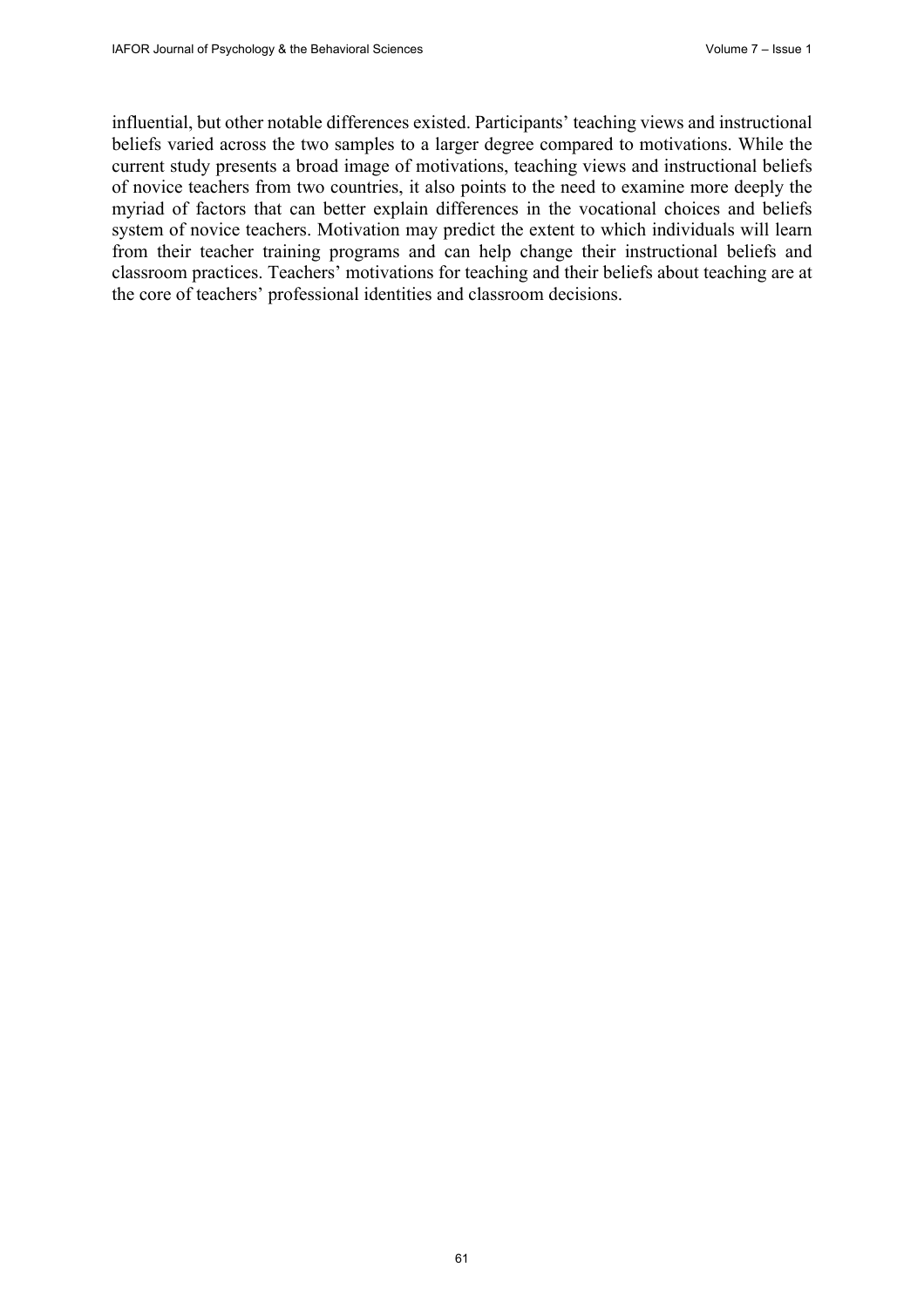influential, but other notable differences existed. Participants' teaching views and instructional beliefs varied across the two samples to a larger degree compared to motivations. While the current study presents a broad image of motivations, teaching views and instructional beliefs of novice teachers from two countries, it also points to the need to examine more deeply the myriad of factors that can better explain differences in the vocational choices and beliefs system of novice teachers. Motivation may predict the extent to which individuals will learn from their teacher training programs and can help change their instructional beliefs and classroom practices. Teachers' motivations for teaching and their beliefs about teaching are at the core of teachers' professional identities and classroom decisions.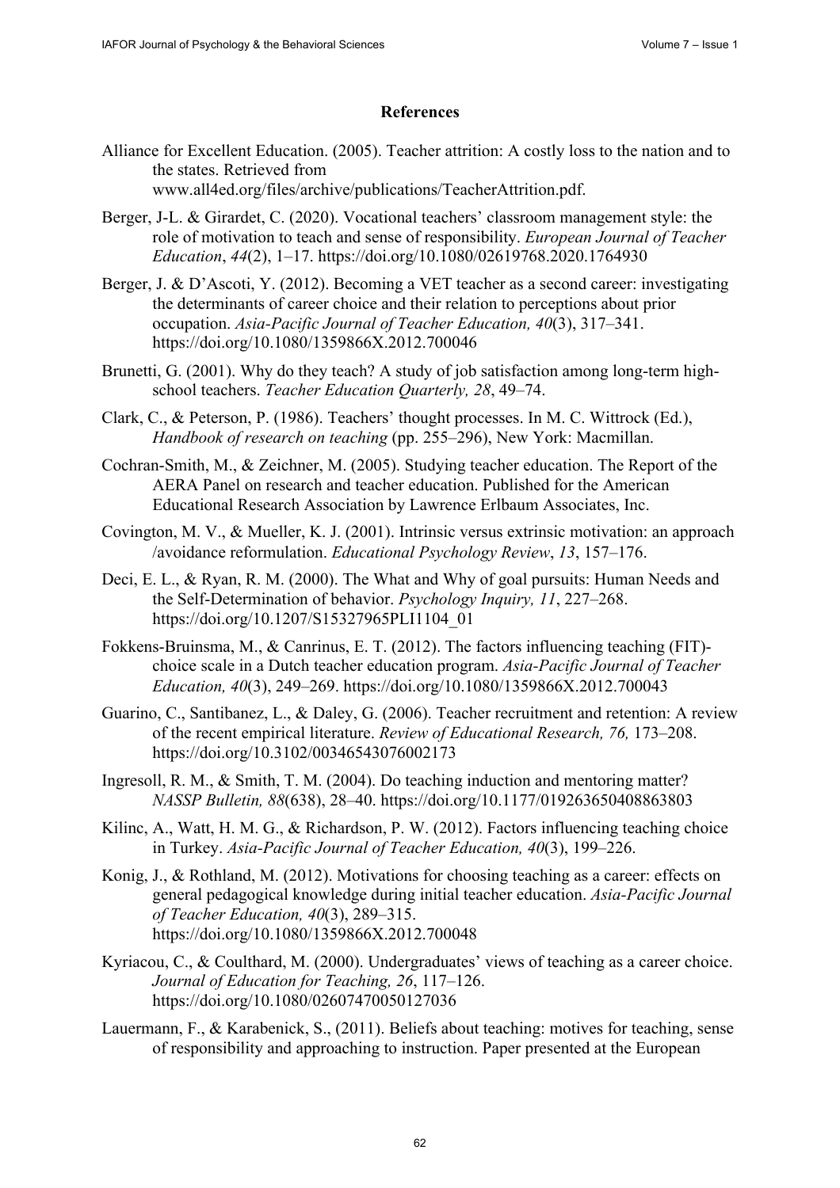## References

Alliance for Excellent Education. (2005). Teacher attrition: A costly loss to the nation and to the states. Retrieved from www.all4ed.org/files/archive/publications/TeacherAttrition.pdf.

Berger, J-L. & Girardet, C. (2020). Vocational teachers' classroom management style: the role of motivation to teach and sense of responsibility. *European Journal of Teacher Education*, *44*(2), 1–17. https://doi.org/10.1080/02619768.2020.1764930

Berger, J. & D'Ascoti, Y. (2012). Becoming a VET teacher as a second career: investigating the determinants of career choice and their relation to perceptions about prior occupation. *Asia-Pacific Journal of Teacher Education, 40*(3), 317–341. https://doi.org/10.1080/1359866X.2012.700046

Brunetti, G. (2001). Why do they teach? A study of job satisfaction among long-term high-school teachers. *Teacher Education Quarterly, 28*, 49–74.

Clark, C., & Peterson, P. (1986). Teachers' thought processes. In M. C. Wittrock (Ed.), *Handbook of research on teaching* (pp. 255–296), New York: Macmillan.

Cochran-Smith, M., & Zeichner, M. (2005). Studying teacher education. The Report of the AERA Panel on research and teacher education. Published for the American Educational Research Association by Lawrence Erlbaum Associates, Inc.

Covington, M. V., & Mueller, K. J. (2001). Intrinsic versus extrinsic motivation: an approach /avoidance reformulation. *Educational Psychology Review*, *13*, 157–176.

Deci, E. L., & Ryan, R. M. (2000). The What and Why of goal pursuits: Human Needs and the Self-Determination of behavior. *Psychology Inquiry, 11*, 227–268. https://doi.org/10.1207/S15327965PLI1104_01

Fokkens-Bruinsma, M., & Canrinus, E. T. (2012). The factors influencing teaching (FIT)-choice scale in a Dutch teacher education program. *Asia-Pacific Journal of Teacher Education, 40*(3), 249–269. https://doi.org/10.1080/1359866X.2012.700043

Guarino, C., Santibanez, L., & Daley, G. (2006). Teacher recruitment and retention: A review of the recent empirical literature. *Review of Educational Research, 76,* 173–208. https://doi.org/10.3102/00346543076002173

Ingresoll, R. M., & Smith, T. M. (2004). Do teaching induction and mentoring matter? *NASSP Bulletin, 88*(638), 28–40. https://doi.org/10.1177/019263650408863803

Kilinc, A., Watt, H. M. G., & Richardson, P. W. (2012). Factors influencing teaching choice in Turkey. *Asia-Pacific Journal of Teacher Education, 40*(3), 199–226.

Konig, J., & Rothland, M. (2012). Motivations for choosing teaching as a career: effects on general pedagogical knowledge during initial teacher education. *Asia-Pacific Journal of Teacher Education, 40*(3), 289–315. https://doi.org/10.1080/1359866X.2012.700048

Kyriacou, C., & Coulthard, M. (2000). Undergraduates' views of teaching as a career choice. *Journal of Education for Teaching, 26*, 117–126. https://doi.org/10.1080/02607470050127036

Lauermann, F., & Karabenick, S., (2011). Beliefs about teaching: motives for teaching, sense of responsibility and approaching to instruction. Paper presented at the European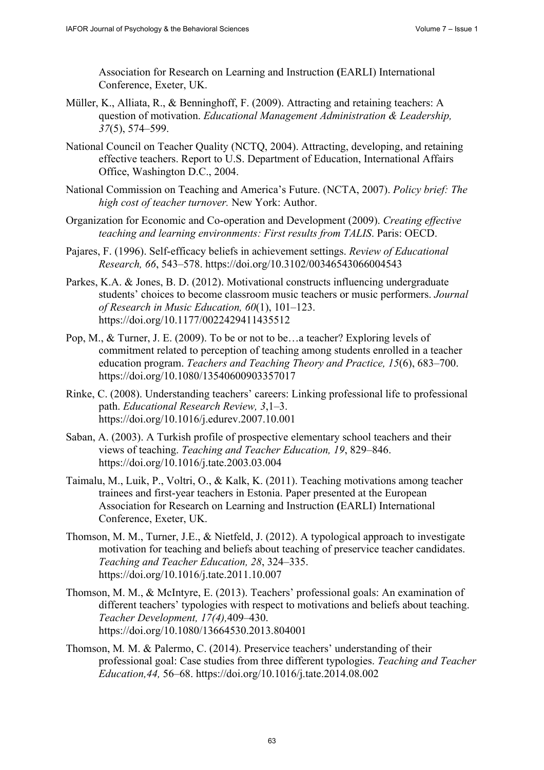Association for Research on Learning and Instruction (EARLI) International Conference, Exeter, UK.

Müller, K., Alliata, R., & Benninghoff, F. (2009). Attracting and retaining teachers: A question of motivation. *Educational Management Administration & Leadership, 37*(5), 574–599.

National Council on Teacher Quality (NCTQ, 2004). Attracting, developing, and retaining effective teachers. Report to U.S. Department of Education, International Affairs Office, Washington D.C., 2004.

National Commission on Teaching and America's Future. (NCTA, 2007). *Policy brief: The high cost of teacher turnover.* New York: Author.

Organization for Economic and Co-operation and Development (2009). *Creating effective teaching and learning environments: First results from TALIS*. Paris: OECD.

Pajares, F. (1996). Self-efficacy beliefs in achievement settings. *Review of Educational Research, 66*, 543–578. https://doi.org/10.3102/00346543066004543

Parkes, K.A. & Jones, B. D. (2012). Motivational constructs influencing undergraduate students' choices to become classroom music teachers or music performers. *Journal of Research in Music Education, 60*(1), 101–123. https://doi.org/10.1177/0022429411435512

Pop, M., & Turner, J. E. (2009). To be or not to be…a teacher? Exploring levels of commitment related to perception of teaching among students enrolled in a teacher education program. *Teachers and Teaching Theory and Practice, 15*(6), 683–700. https://doi.org/10.1080/13540600903357017

Rinke, C. (2008). Understanding teachers' careers: Linking professional life to professional path. *Educational Research Review, 3*,1–3. https://doi.org/10.1016/j.edurev.2007.10.001

Saban, A. (2003). A Turkish profile of prospective elementary school teachers and their views of teaching. *Teaching and Teacher Education, 19*, 829–846. https://doi.org/10.1016/j.tate.2003.03.004

Taimalu, M., Luik, P., Voltri, O., & Kalk, K. (2011). Teaching motivations among teacher trainees and first-year teachers in Estonia. Paper presented at the European Association for Research on Learning and Instruction (EARLI) International Conference, Exeter, UK.

Thomson, M. M., Turner, J.E., & Nietfeld, J. (2012). A typological approach to investigate motivation for teaching and beliefs about teaching of preservice teacher candidates. *Teaching and Teacher Education, 28*, 324–335. https://doi.org/10.1016/j.tate.2011.10.007

Thomson, M. M., & McIntyre, E. (2013). Teachers' professional goals: An examination of different teachers' typologies with respect to motivations and beliefs about teaching. *Teacher Development, 17(4),*409–430. https://doi.org/10.1080/13664530.2013.804001

Thomson, M. M. & Palermo, C. (2014). Preservice teachers' understanding of their professional goal: Case studies from three different typologies. *Teaching and Teacher Education,44,* 56–68. https://doi.org/10.1016/j.tate.2014.08.002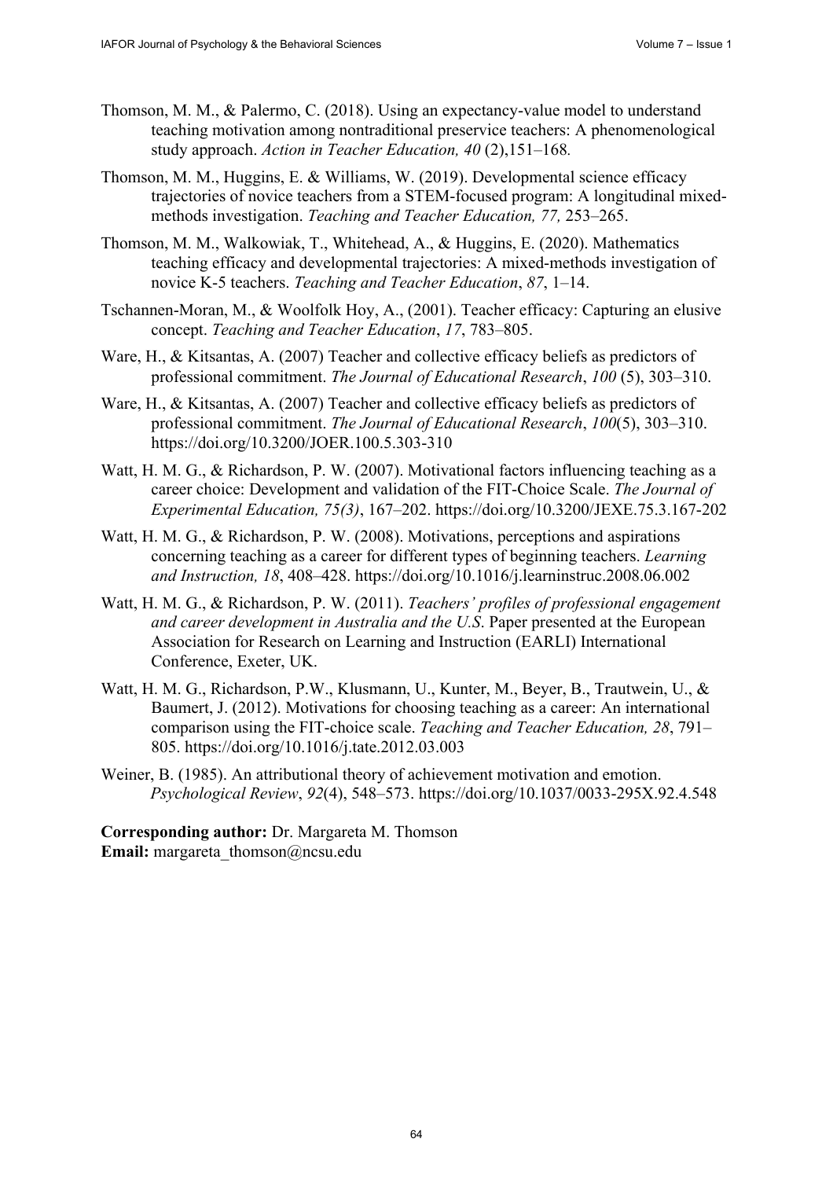Thomson, M. M., & Palermo, C. (2018). Using an expectancy-value model to understand teaching motivation among nontraditional preservice teachers: A phenomenological study approach. *Action in Teacher Education, 40* (2),151–168*.*

Thomson, M. M., Huggins, E. & Williams, W. (2019). Developmental science efficacy trajectories of novice teachers from a STEM-focused program: A longitudinal mixed-methods investigation. *Teaching and Teacher Education, 77,* 253–265.

Thomson, M. M., Walkowiak, T., Whitehead, A., & Huggins, E. (2020). Mathematics teaching efficacy and developmental trajectories: A mixed-methods investigation of novice K-5 teachers. *Teaching and Teacher Education*, *87*, 1–14.

Tschannen-Moran, M., & Woolfolk Hoy, A., (2001). Teacher efficacy: Capturing an elusive concept. *Teaching and Teacher Education*, *17*, 783–805.

Ware, H., & Kitsantas, A. (2007) Teacher and collective efficacy beliefs as predictors of professional commitment. *The Journal of Educational Research*, *100* (5), 303–310.

Ware, H., & Kitsantas, A. (2007) Teacher and collective efficacy beliefs as predictors of professional commitment. *The Journal of Educational Research*, *100*(5), 303–310. https://doi.org/10.3200/JOER.100.5.303-310

Watt, H. M. G., & Richardson, P. W. (2007). Motivational factors influencing teaching as a career choice: Development and validation of the FIT-Choice Scale. *The Journal of Experimental Education, 75(3)*, 167–202. https://doi.org/10.3200/JEXE.75.3.167-202

Watt, H. M. G., & Richardson, P. W. (2008). Motivations, perceptions and aspirations concerning teaching as a career for different types of beginning teachers. *Learning and Instruction, 18*, 408–428. https://doi.org/10.1016/j.learninstruc.2008.06.002

Watt, H. M. G., & Richardson, P. W. (2011). *Teachers' profiles of professional engagement and career development in Australia and the U.S*. Paper presented at the European Association for Research on Learning and Instruction (EARLI) International Conference, Exeter, UK.

Watt, H. M. G., Richardson, P.W., Klusmann, U., Kunter, M., Beyer, B., Trautwein, U., & Baumert, J. (2012). Motivations for choosing teaching as a career: An international comparison using the FIT-choice scale. *Teaching and Teacher Education, 28*, 791–805. https://doi.org/10.1016/j.tate.2012.03.003

Weiner, B. (1985). An attributional theory of achievement motivation and emotion. *Psychological Review*, *92*(4), 548–573. https://doi.org/10.1037/0033-295X.92.4.548

**Corresponding author:** Dr. Margareta M. Thomson
**Email:** margareta_thomson@ncsu.edu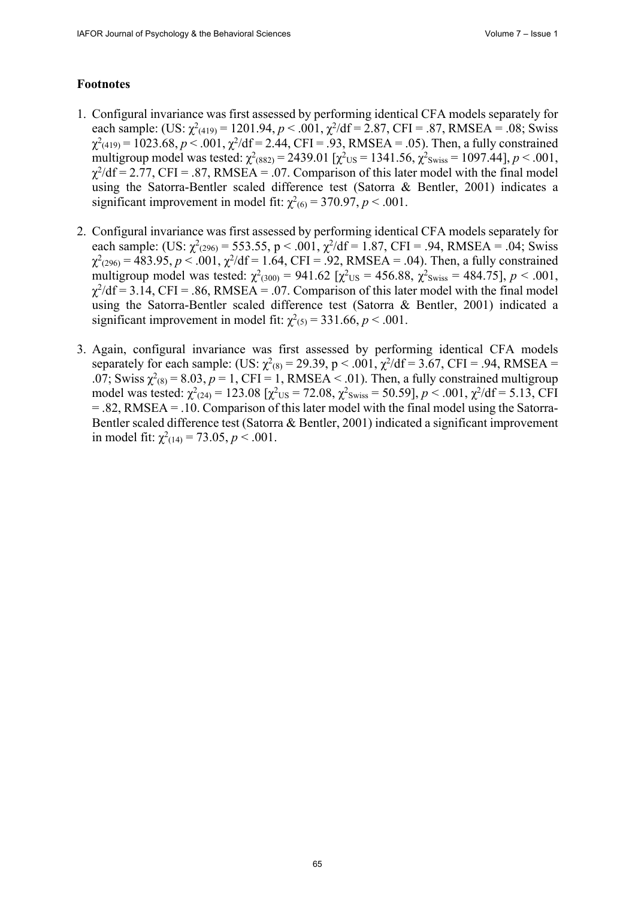## Footnotes

1. Configural invariance was first assessed by performing identical CFA models separately for each sample: (US: $\chi^2_{(419)} = 1201.94$, $p < .001$, $\chi^2/df = 2.87$, CFI = .87, RMSEA = .08; Swiss $\chi^2_{(419)} = 1023.68$, $p < .001$, $\chi^2/df = 2.44$, CFI = .93, RMSEA = .05). Then, a fully constrained multigroup model was tested: $\chi^2_{(882)} = 2439.01$ [$\chi^2_{US} = 1341.56$, $\chi^2_{Swiss} = 1097.44$], $p < .001$, $\chi^2/df = 2.77$, CFI = .87, RMSEA = .07. Comparison of this later model with the final model using the Satorra-Bentler scaled difference test (Satorra & Bentler, 2001) indicates a significant improvement in model fit: $\chi^2_{(6)} = 370.97$, $p < .001$.

2. Configural invariance was first assessed by performing identical CFA models separately for each sample: (US: $\chi^2_{(296)} = 553.55$, p < .001, $\chi^2/df = 1.87$, CFI = .94, RMSEA = .04; Swiss $\chi^2_{(296)} = 483.95$, $p < .001$, $\chi^2/df = 1.64$, CFI = .92, RMSEA = .04). Then, a fully constrained multigroup model was tested: $\chi^2_{(300)} = 941.62$ [$\chi^2_{US} = 456.88$, $\chi^2_{Swiss} = 484.75$], $p < .001$, $\chi^2/df = 3.14$, CFI = .86, RMSEA = .07. Comparison of this later model with the final model using the Satorra-Bentler scaled difference test (Satorra & Bentler, 2001) indicated a significant improvement in model fit: $\chi^2_{(5)} = 331.66$, $p < .001$.

3. Again, configural invariance was first assessed by performing identical CFA models separately for each sample: (US: $\chi^2_{(8)} = 29.39$, p < .001, $\chi^2/df = 3.67$, CFI = .94, RMSEA = .07; Swiss $\chi^2_{(8)} = 8.03$, $p = 1$, CFI = 1, RMSEA < .01). Then, a fully constrained multigroup model was tested: $\chi^2_{(24)} = 123.08$ [$\chi^2_{US} = 72.08$, $\chi^2_{Swiss} = 50.59$], $p < .001$, $\chi^2/df = 5.13$, CFI = .82, RMSEA = .10. Comparison of this later model with the final model using the Satorra-Bentler scaled difference test (Satorra & Bentler, 2001) indicated a significant improvement in model fit: $\chi^2_{(14)} = 73.05$, $p < .001$.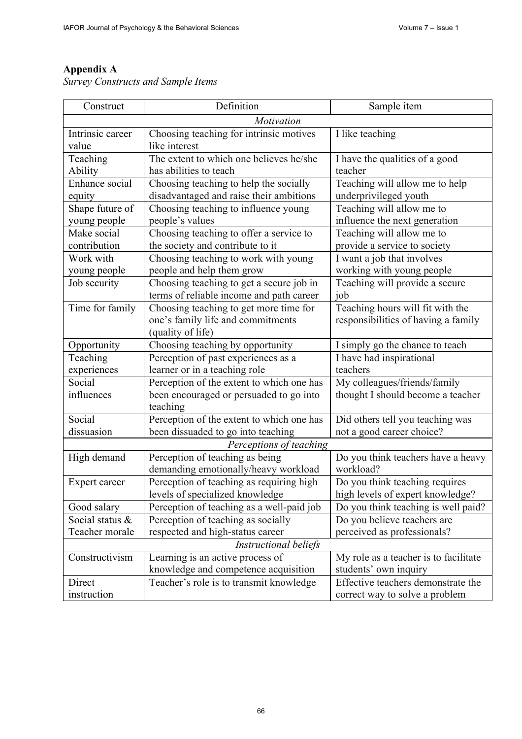## Appendix A

*Survey Constructs and Sample Items*

| Construct | Definition | Sample item |
|---|---|---|
| | *Motivation* | |
| Intrinsic career value | Choosing teaching for intrinsic motives like interest | I like teaching |
| Teaching Ability | The extent to which one believes he/she has abilities to teach | I have the qualities of a good teacher |
| Enhance social equity | Choosing teaching to help the socially disadvantaged and raise their ambitions | Teaching will allow me to help underprivileged youth |
| Shape future of young people | Choosing teaching to influence young people's values | Teaching will allow me to influence the next generation |
| Make social contribution | Choosing teaching to offer a service to the society and contribute to it | Teaching will allow me to provide a service to society |
| Work with young people | Choosing teaching to work with young people and help them grow | I want a job that involves working with young people |
| Job security | Choosing teaching to get a secure job in terms of reliable income and path career | Teaching will provide a secure job |
| Time for family | Choosing teaching to get more time for one's family life and commitments (quality of life) | Teaching hours will fit with the responsibilities of having a family |
| Opportunity | Choosing teaching by opportunity | I simply go the chance to teach |
| Teaching experiences | Perception of past experiences as a learner or in a teaching role | I have had inspirational teachers |
| Social influences | Perception of the extent to which one has been encouraged or persuaded to go into teaching | My colleagues/friends/family thought I should become a teacher |
| Social dissuasion | Perception of the extent to which one has been dissuaded to go into teaching | Did others tell you teaching was not a good career choice? |
| | *Perceptions of teaching* | |
| High demand | Perception of teaching as being demanding emotionally/heavy workload | Do you think teachers have a heavy workload? |
| Expert career | Perception of teaching as requiring high levels of specialized knowledge | Do you think teaching requires high levels of expert knowledge? |
| Good salary | Perception of teaching as a well-paid job | Do you think teaching is well paid? |
| Social status & Teacher morale | Perception of teaching as socially respected and high-status career | Do you believe teachers are perceived as professionals? |
| | *Instructional beliefs* | |
| Constructivism | Learning is an active process of knowledge and competence acquisition | My role as a teacher is to facilitate students' own inquiry |
| Direct instruction | Teacher's role is to transmit knowledge | Effective teachers demonstrate the correct way to solve a problem |